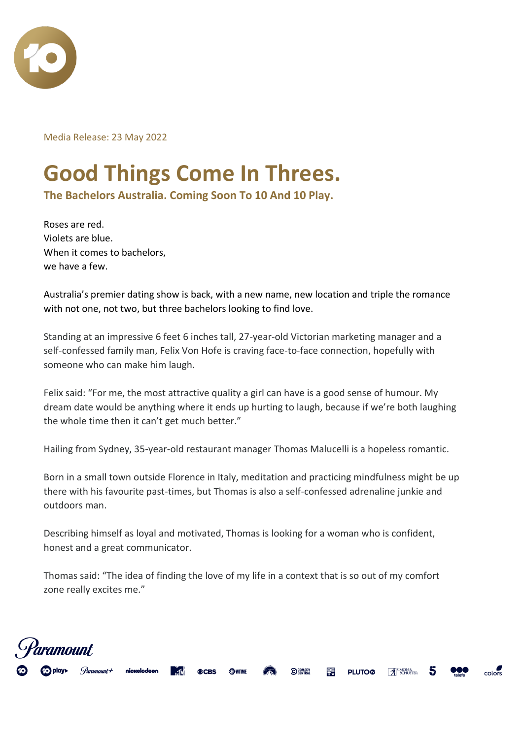Media Release: 23 May 2022

# Good Things Come In Threes.

### The Bachelors Australia. Coming Soon To 10 And 10 Play.

Roses are red.
Violets are blue.
When it comes to bachelors,
we have a few.

Australia's premier dating show is back, with a new name, new location and triple the romance with not one, not two, but three bachelors looking to find love.

Standing at an impressive 6 feet 6 inches tall, 27-year-old Victorian marketing manager and a self-confessed family man, Felix Von Hofe is craving face-to-face connection, hopefully with someone who can make him laugh.

Felix said: "For me, the most attractive quality a girl can have is a good sense of humour. My dream date would be anything where it ends up hurting to laugh, because if we're both laughing the whole time then it can't get much better."

Hailing from Sydney, 35-year-old restaurant manager Thomas Malucelli is a hopeless romantic.

Born in a small town outside Florence in Italy, meditation and practicing mindfulness might be up there with his favourite past-times, but Thomas is also a self-confessed adrenaline junkie and outdoors man.

Describing himself as loyal and motivated, Thomas is looking for a woman who is confident, honest and a great communicator.

Thomas said: "The idea of finding the love of my life in a context that is so out of my comfort zone really excites me."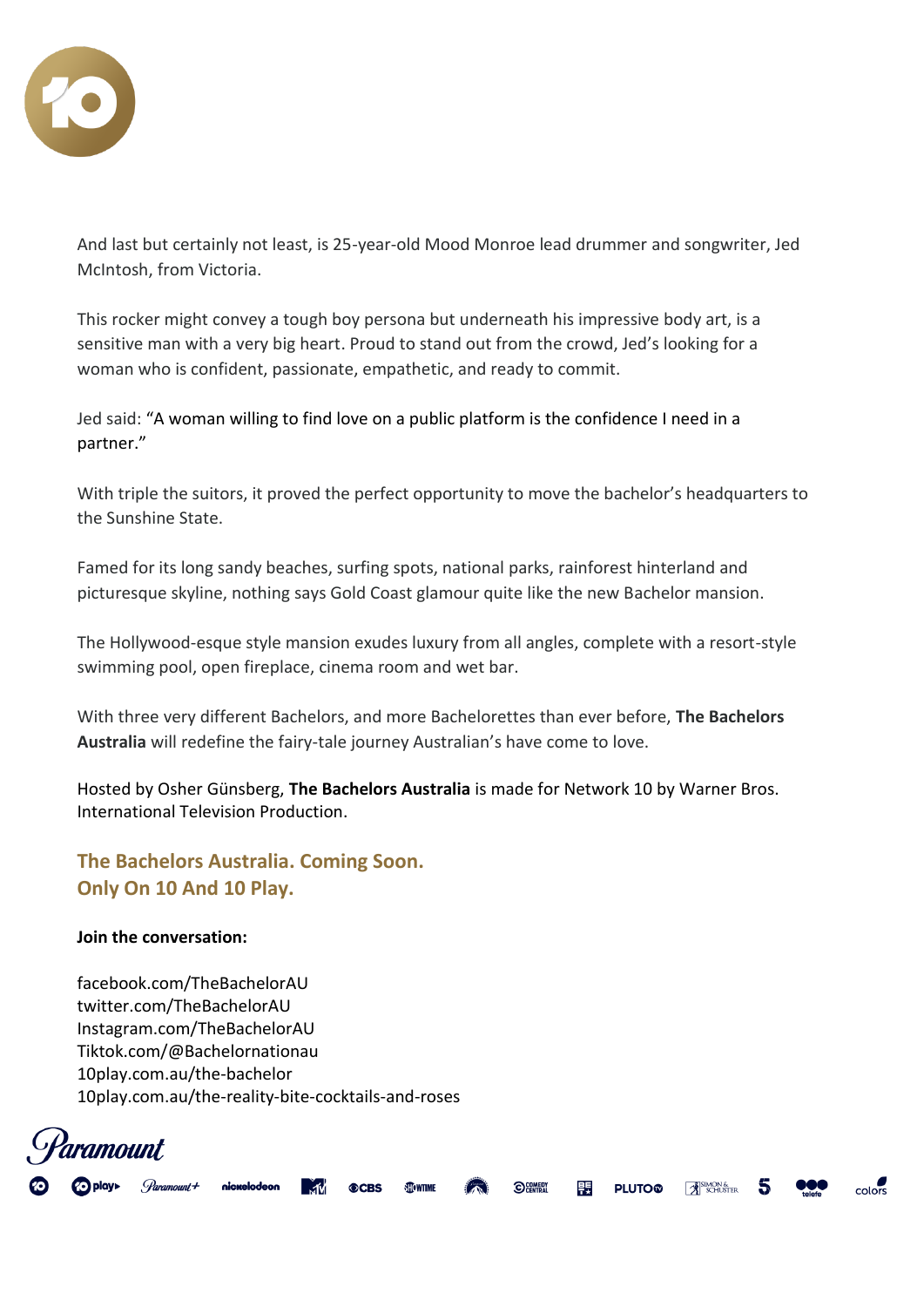And last but certainly not least, is 25-year-old Mood Monroe lead drummer and songwriter, Jed McIntosh, from Victoria.

This rocker might convey a tough boy persona but underneath his impressive body art, is a sensitive man with a very big heart. Proud to stand out from the crowd, Jed's looking for a woman who is confident, passionate, empathetic, and ready to commit.

Jed said: "A woman willing to find love on a public platform is the confidence I need in a partner."

With triple the suitors, it proved the perfect opportunity to move the bachelor's headquarters to the Sunshine State.

Famed for its long sandy beaches, surfing spots, national parks, rainforest hinterland and picturesque skyline, nothing says Gold Coast glamour quite like the new Bachelor mansion.

The Hollywood-esque style mansion exudes luxury from all angles, complete with a resort-style swimming pool, open fireplace, cinema room and wet bar.

With three very different Bachelors, and more Bachelorettes than ever before, **The Bachelors Australia** will redefine the fairy-tale journey Australian's have come to love.

Hosted by Osher Günsberg, **The Bachelors Australia** is made for Network 10 by Warner Bros. International Television Production.

**The Bachelors Australia. Coming Soon.**
**Only On 10 And 10 Play.**

**Join the conversation:**

facebook.com/TheBachelorAU
twitter.com/TheBachelorAU
Instagram.com/TheBachelorAU
Tiktok.com/@Bachelornationau
10play.com.au/the-bachelor
10play.com.au/the-reality-bite-cocktails-and-roses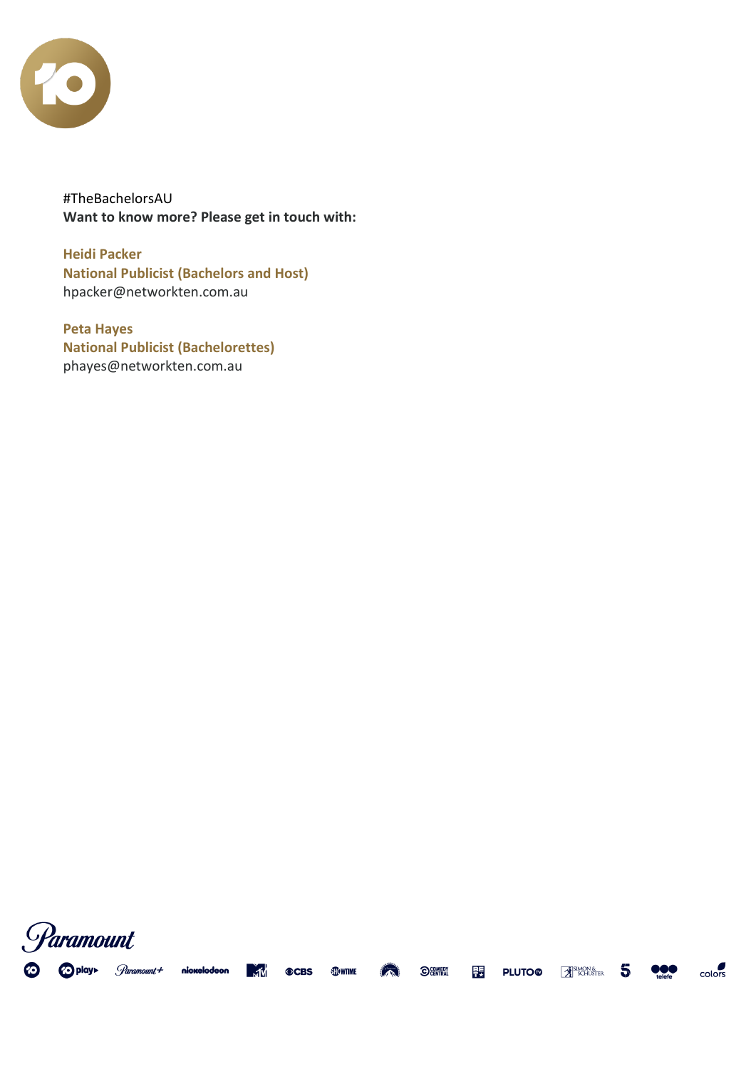#TheBachelorsAU

**Want to know more? Please get in touch with:**

**Heidi Packer**
**National Publicist (Bachelors and Host)**
hpacker@networkten.com.au

**Peta Hayes**
**National Publicist (Bachelorettes)**
phayes@networkten.com.au